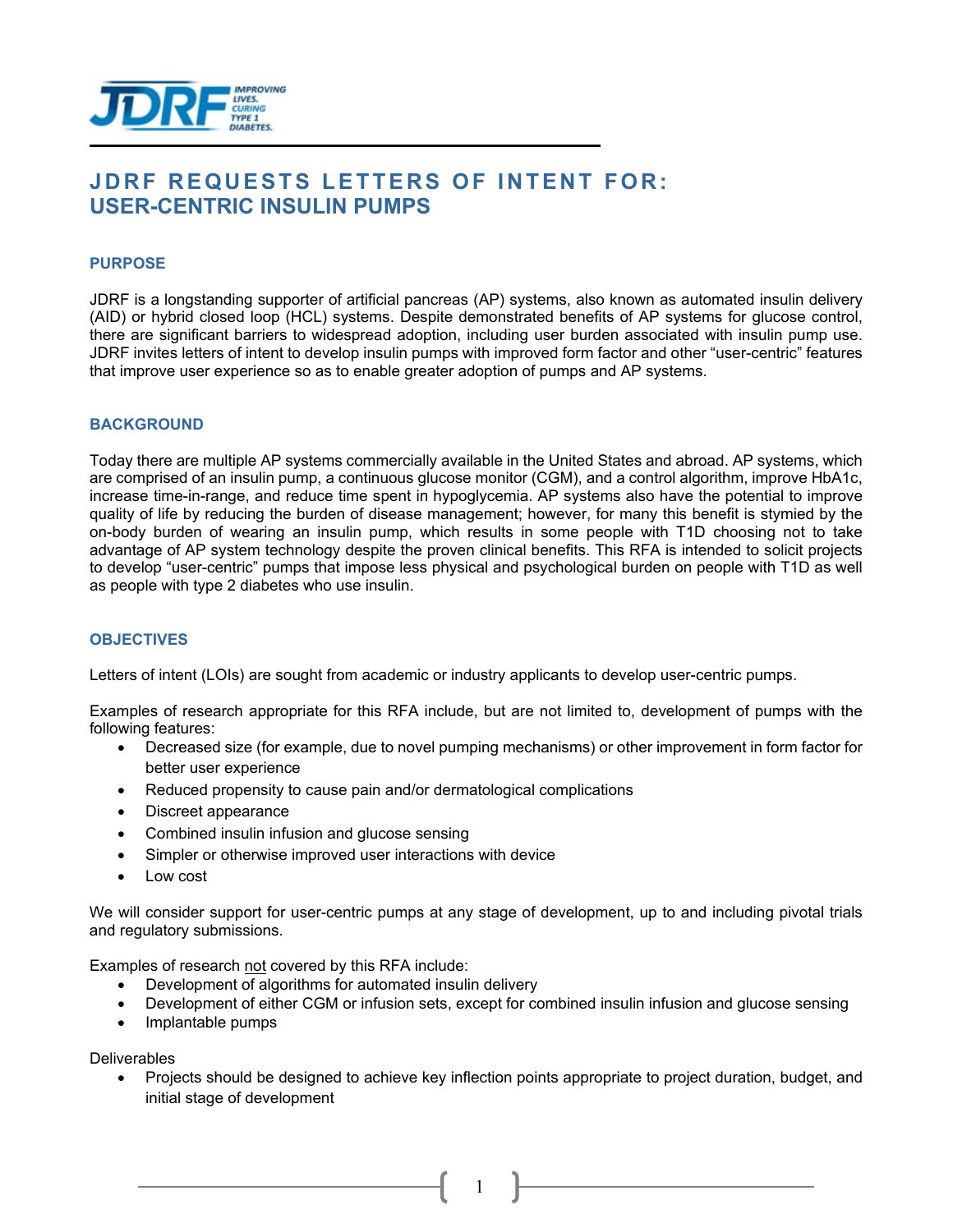# JDRF REQUESTS LETTERS OF INTENT FOR: USER-CENTRIC INSULIN PUMPS

## PURPOSE

JDRF is a longstanding supporter of artificial pancreas (AP) systems, also known as automated insulin delivery (AID) or hybrid closed loop (HCL) systems. Despite demonstrated benefits of AP systems for glucose control, there are significant barriers to widespread adoption, including user burden associated with insulin pump use. JDRF invites letters of intent to develop insulin pumps with improved form factor and other "user-centric" features that improve user experience so as to enable greater adoption of pumps and AP systems.

## BACKGROUND

Today there are multiple AP systems commercially available in the United States and abroad. AP systems, which are comprised of an insulin pump, a continuous glucose monitor (CGM), and a control algorithm, improve HbA1c, increase time-in-range, and reduce time spent in hypoglycemia. AP systems also have the potential to improve quality of life by reducing the burden of disease management; however, for many this benefit is stymied by the on-body burden of wearing an insulin pump, which results in some people with T1D choosing not to take advantage of AP system technology despite the proven clinical benefits. This RFA is intended to solicit projects to develop "user-centric" pumps that impose less physical and psychological burden on people with T1D as well as people with type 2 diabetes who use insulin.

## OBJECTIVES

Letters of intent (LOIs) are sought from academic or industry applicants to develop user-centric pumps.

Examples of research appropriate for this RFA include, but are not limited to, development of pumps with the following features:

- Decreased size (for example, due to novel pumping mechanisms) or other improvement in form factor for better user experience
- Reduced propensity to cause pain and/or dermatological complications
- Discreet appearance
- Combined insulin infusion and glucose sensing
- Simpler or otherwise improved user interactions with device
- Low cost

We will consider support for user-centric pumps at any stage of development, up to and including pivotal trials and regulatory submissions.

Examples of research not covered by this RFA include:

- Development of algorithms for automated insulin delivery
- Development of either CGM or infusion sets, except for combined insulin infusion and glucose sensing
- Implantable pumps

Deliverables

- Projects should be designed to achieve key inflection points appropriate to project duration, budget, and initial stage of development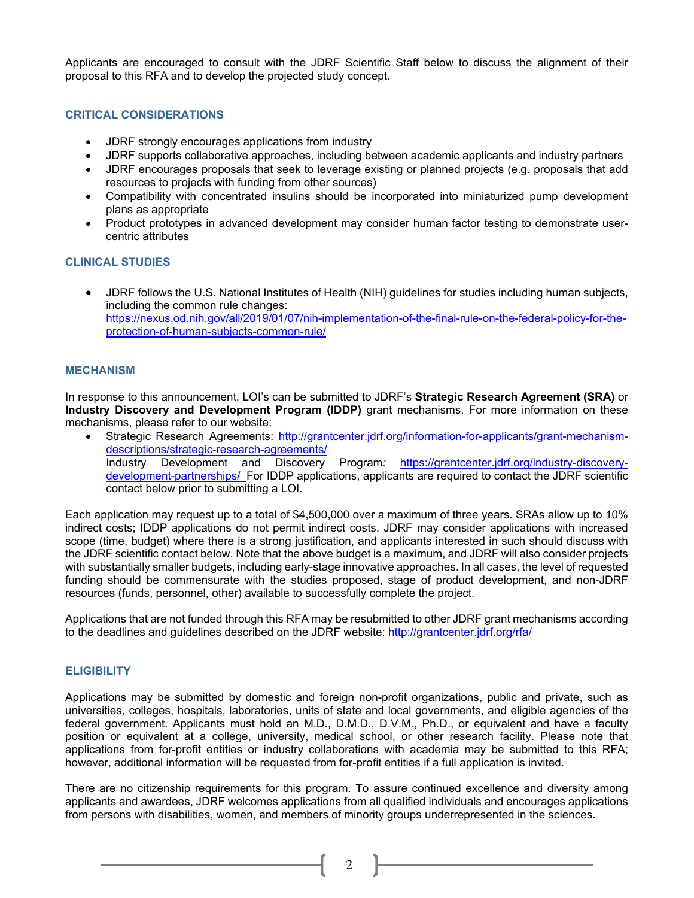Applicants are encouraged to consult with the JDRF Scientific Staff below to discuss the alignment of their proposal to this RFA and to develop the projected study concept.

## CRITICAL CONSIDERATIONS

- JDRF strongly encourages applications from industry
- JDRF supports collaborative approaches, including between academic applicants and industry partners
- JDRF encourages proposals that seek to leverage existing or planned projects (e.g. proposals that add resources to projects with funding from other sources)
- Compatibility with concentrated insulins should be incorporated into miniaturized pump development plans as appropriate
- Product prototypes in advanced development may consider human factor testing to demonstrate user-centric attributes

## CLINICAL STUDIES

- JDRF follows the U.S. National Institutes of Health (NIH) guidelines for studies including human subjects, including the common rule changes: https://nexus.od.nih.gov/all/2019/01/07/nih-implementation-of-the-final-rule-on-the-federal-policy-for-the-protection-of-human-subjects-common-rule/

## MECHANISM

In response to this announcement, LOI's can be submitted to JDRF's **Strategic Research Agreement (SRA)** or **Industry Discovery and Development Program (IDDP)** grant mechanisms. For more information on these mechanisms, please refer to our website:

- Strategic Research Agreements: http://grantcenter.jdrf.org/information-for-applicants/grant-mechanism-descriptions/strategic-research-agreements/
  Industry Development and Discovery Program*:* https://grantcenter.jdrf.org/industry-discovery-development-partnerships/ For IDDP applications, applicants are required to contact the JDRF scientific contact below prior to submitting a LOI.

Each application may request up to a total of $4,500,000 over a maximum of three years. SRAs allow up to 10% indirect costs; IDDP applications do not permit indirect costs. JDRF may consider applications with increased scope (time, budget) where there is a strong justification, and applicants interested in such should discuss with the JDRF scientific contact below. Note that the above budget is a maximum, and JDRF will also consider projects with substantially smaller budgets, including early-stage innovative approaches. In all cases, the level of requested funding should be commensurate with the studies proposed, stage of product development, and non-JDRF resources (funds, personnel, other) available to successfully complete the project.

Applications that are not funded through this RFA may be resubmitted to other JDRF grant mechanisms according to the deadlines and guidelines described on the JDRF website: http://grantcenter.jdrf.org/rfa/

## ELIGIBILITY

Applications may be submitted by domestic and foreign non-profit organizations, public and private, such as universities, colleges, hospitals, laboratories, units of state and local governments, and eligible agencies of the federal government. Applicants must hold an M.D., D.M.D., D.V.M., Ph.D., or equivalent and have a faculty position or equivalent at a college, university, medical school, or other research facility. Please note that applications from for-profit entities or industry collaborations with academia may be submitted to this RFA; however, additional information will be requested from for-profit entities if a full application is invited.

There are no citizenship requirements for this program. To assure continued excellence and diversity among applicants and awardees, JDRF welcomes applications from all qualified individuals and encourages applications from persons with disabilities, women, and members of minority groups underrepresented in the sciences.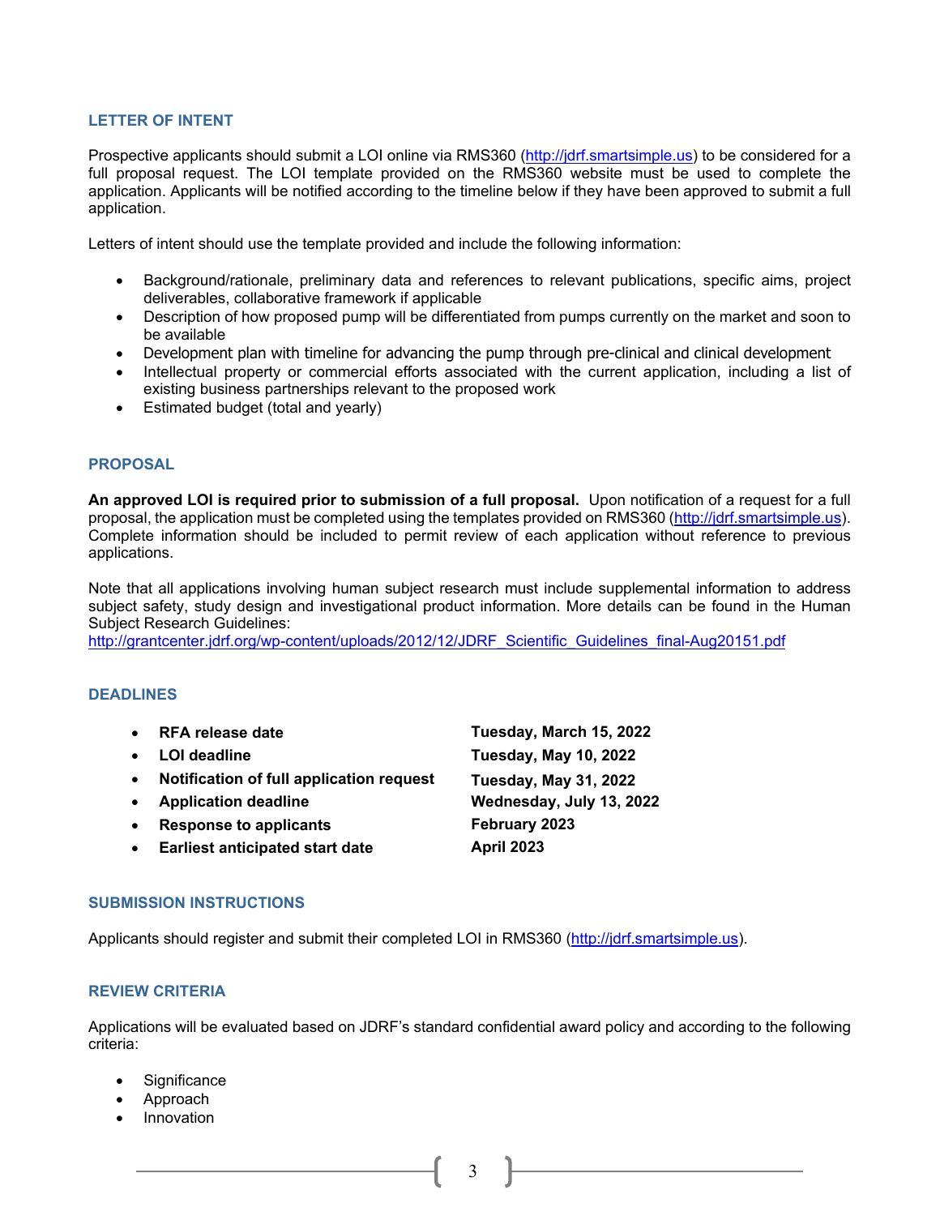## LETTER OF INTENT

Prospective applicants should submit a LOI online via RMS360 (http://jdrf.smartsimple.us) to be considered for a full proposal request. The LOI template provided on the RMS360 website must be used to complete the application. Applicants will be notified according to the timeline below if they have been approved to submit a full application.

Letters of intent should use the template provided and include the following information:

- Background/rationale, preliminary data and references to relevant publications, specific aims, project deliverables, collaborative framework if applicable
- Description of how proposed pump will be differentiated from pumps currently on the market and soon to be available
- Development plan with timeline for advancing the pump through pre-clinical and clinical development
- Intellectual property or commercial efforts associated with the current application, including a list of existing business partnerships relevant to the proposed work
- Estimated budget (total and yearly)

## PROPOSAL

**An approved LOI is required prior to submission of a full proposal.** Upon notification of a request for a full proposal, the application must be completed using the templates provided on RMS360 (http://jdrf.smartsimple.us). Complete information should be included to permit review of each application without reference to previous applications.

Note that all applications involving human subject research must include supplemental information to address subject safety, study design and investigational product information. More details can be found in the Human Subject Research Guidelines:
http://grantcenter.jdrf.org/wp-content/uploads/2012/12/JDRF_Scientific_Guidelines_final-Aug20151.pdf

## DEADLINES

| | |
|---|---|
| **RFA release date** | **Tuesday, March 15, 2022** |
| **LOI deadline** | **Tuesday, May 10, 2022** |
| **Notification of full application request** | **Tuesday, May 31, 2022** |
| **Application deadline** | **Wednesday, July 13, 2022** |
| **Response to applicants** | **February 2023** |
| **Earliest anticipated start date** | **April 2023** |

## SUBMISSION INSTRUCTIONS

Applicants should register and submit their completed LOI in RMS360 (http://jdrf.smartsimple.us).

## REVIEW CRITERIA

Applications will be evaluated based on JDRF's standard confidential award policy and according to the following criteria:

- Significance
- Approach
- Innovation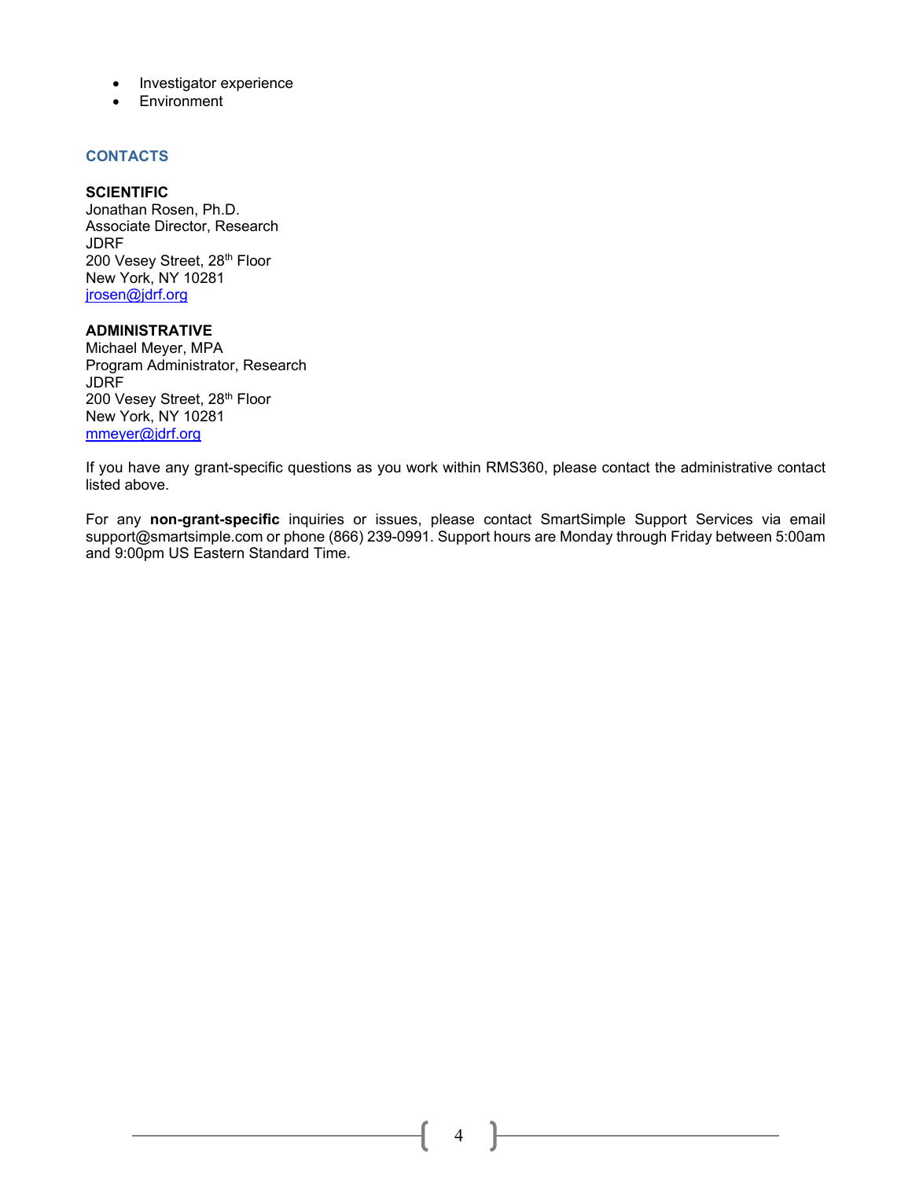- Investigator experience
- Environment

## CONTACTS

**SCIENTIFIC**
Jonathan Rosen, Ph.D.
Associate Director, Research
JDRF
200 Vesey Street, 28th Floor
New York, NY 10281
jrosen@jdrf.org

**ADMINISTRATIVE**
Michael Meyer, MPA
Program Administrator, Research
JDRF
200 Vesey Street, 28th Floor
New York, NY 10281
mmeyer@jdrf.org

If you have any grant-specific questions as you work within RMS360, please contact the administrative contact listed above.

For any **non-grant-specific** inquiries or issues, please contact SmartSimple Support Services via email support@smartsimple.com or phone (866) 239-0991. Support hours are Monday through Friday between 5:00am and 9:00pm US Eastern Standard Time.